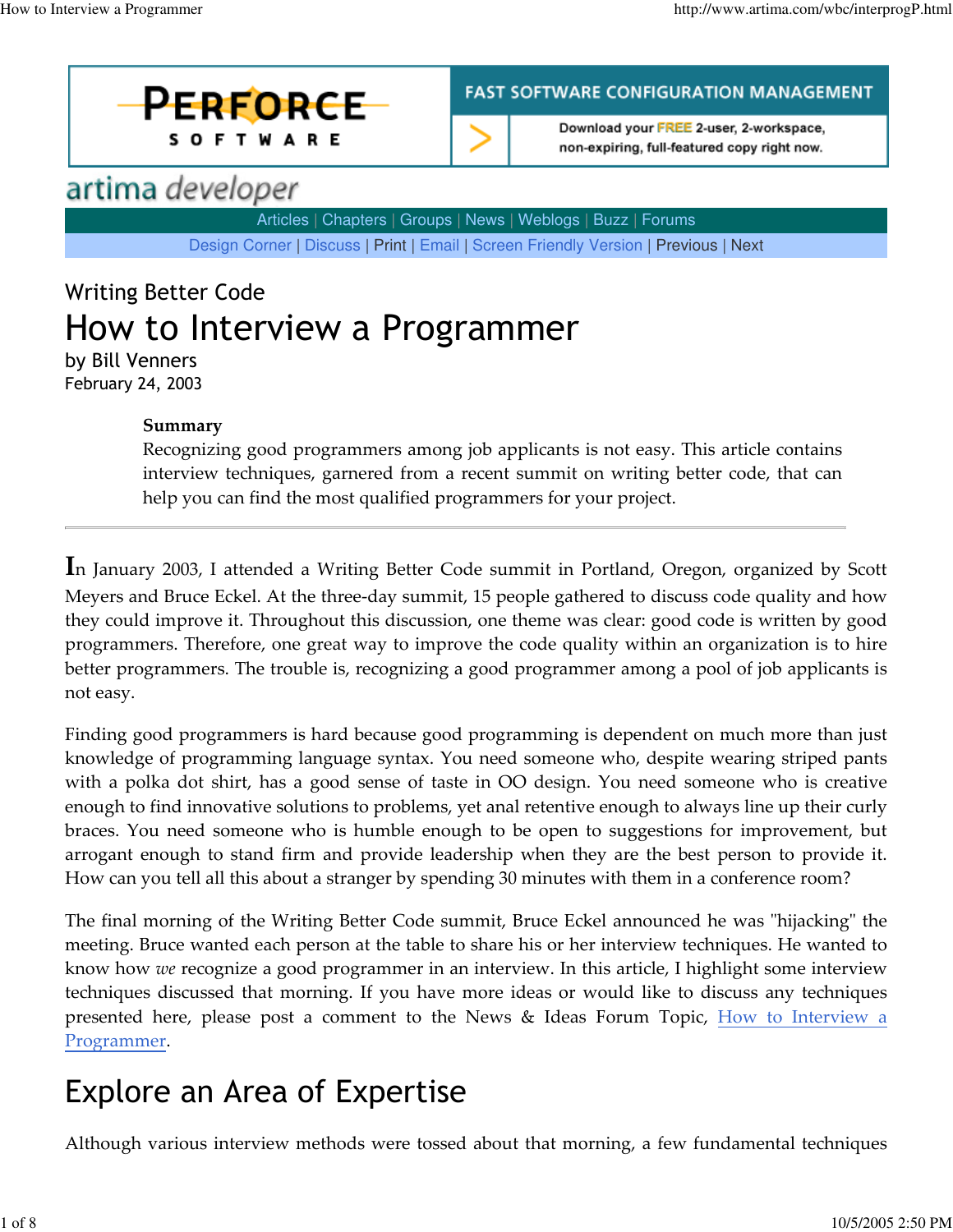Writing Better Code

# How to Interview a Programmer

by Bill Venners
February 24, 2003

**Summary**
Recognizing good programmers among job applicants is not easy. This article contains interview techniques, garnered from a recent summit on writing better code, that can help you can find the most qualified programmers for your project.

---

In January 2003, I attended a Writing Better Code summit in Portland, Oregon, organized by Scott Meyers and Bruce Eckel. At the three-day summit, 15 people gathered to discuss code quality and how they could improve it. Throughout this discussion, one theme was clear: good code is written by good programmers. Therefore, one great way to improve the code quality within an organization is to hire better programmers. The trouble is, recognizing a good programmer among a pool of job applicants is not easy.

Finding good programmers is hard because good programming is dependent on much more than just knowledge of programming language syntax. You need someone who, despite wearing striped pants with a polka dot shirt, has a good sense of taste in OO design. You need someone who is creative enough to find innovative solutions to problems, yet anal retentive enough to always line up their curly braces. You need someone who is humble enough to be open to suggestions for improvement, but arrogant enough to stand firm and provide leadership when they are the best person to provide it. How can you tell all this about a stranger by spending 30 minutes with them in a conference room?

The final morning of the Writing Better Code summit, Bruce Eckel announced he was "hijacking" the meeting. Bruce wanted each person at the table to share his or her interview techniques. He wanted to know how *we* recognize a good programmer in an interview. In this article, I highlight some interview techniques discussed that morning. If you have more ideas or would like to discuss any techniques presented here, please post a comment to the News & Ideas Forum Topic, How to Interview a Programmer.

## Explore an Area of Expertise

Although various interview methods were tossed about that morning, a few fundamental techniques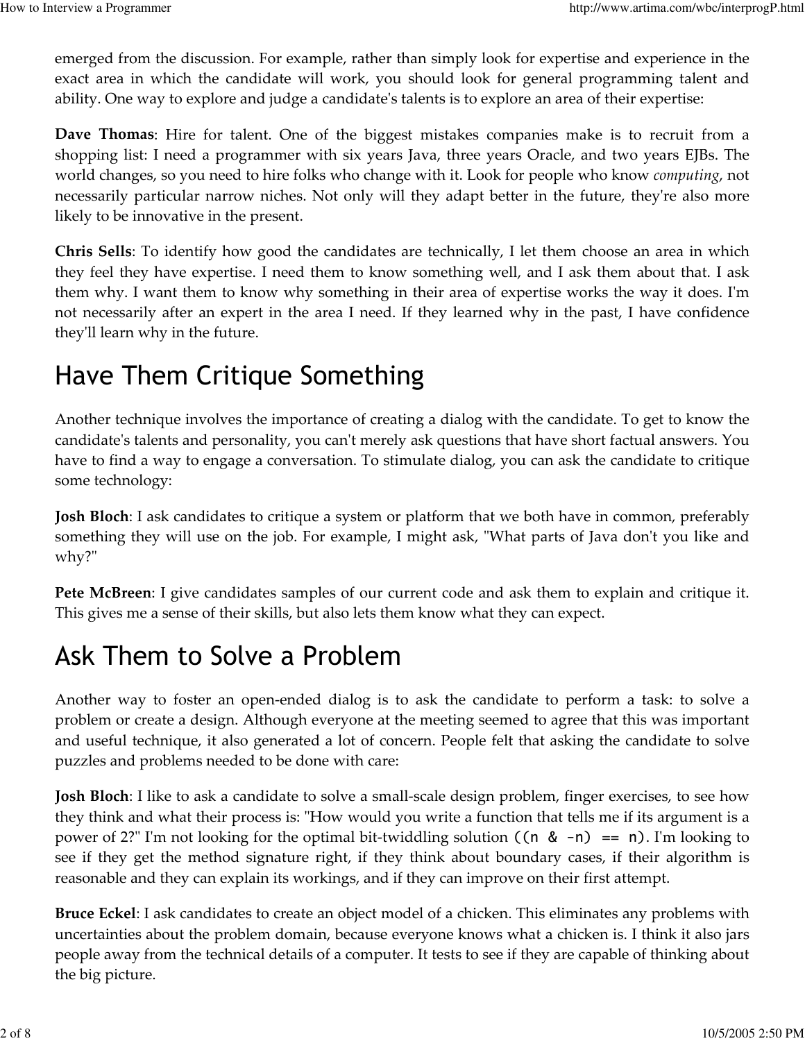emerged from the discussion. For example, rather than simply look for expertise and experience in the exact area in which the candidate will work, you should look for general programming talent and ability. One way to explore and judge a candidate's talents is to explore an area of their expertise:

**Dave Thomas**: Hire for talent. One of the biggest mistakes companies make is to recruit from a shopping list: I need a programmer with six years Java, three years Oracle, and two years EJBs. The world changes, so you need to hire folks who change with it. Look for people who know *computing*, not necessarily particular narrow niches. Not only will they adapt better in the future, they're also more likely to be innovative in the present.

**Chris Sells**: To identify how good the candidates are technically, I let them choose an area in which they feel they have expertise. I need them to know something well, and I ask them about that. I ask them why. I want them to know why something in their area of expertise works the way it does. I'm not necessarily after an expert in the area I need. If they learned why in the past, I have confidence they'll learn why in the future.

## Have Them Critique Something

Another technique involves the importance of creating a dialog with the candidate. To get to know the candidate's talents and personality, you can't merely ask questions that have short factual answers. You have to find a way to engage a conversation. To stimulate dialog, you can ask the candidate to critique some technology:

**Josh Bloch**: I ask candidates to critique a system or platform that we both have in common, preferably something they will use on the job. For example, I might ask, "What parts of Java don't you like and why?"

**Pete McBreen**: I give candidates samples of our current code and ask them to explain and critique it. This gives me a sense of their skills, but also lets them know what they can expect.

## Ask Them to Solve a Problem

Another way to foster an open-ended dialog is to ask the candidate to perform a task: to solve a problem or create a design. Although everyone at the meeting seemed to agree that this was important and useful technique, it also generated a lot of concern. People felt that asking the candidate to solve puzzles and problems needed to be done with care:

**Josh Bloch**: I like to ask a candidate to solve a small-scale design problem, finger exercises, to see how they think and what their process is: "How would you write a function that tells me if its argument is a power of 2?" I'm not looking for the optimal bit-twiddling solution `((n & -n) == n)`. I'm looking to see if they get the method signature right, if they think about boundary cases, if their algorithm is reasonable and they can explain its workings, and if they can improve on their first attempt.

**Bruce Eckel**: I ask candidates to create an object model of a chicken. This eliminates any problems with uncertainties about the problem domain, because everyone knows what a chicken is. I think it also jars people away from the technical details of a computer. It tests to see if they are capable of thinking about the big picture.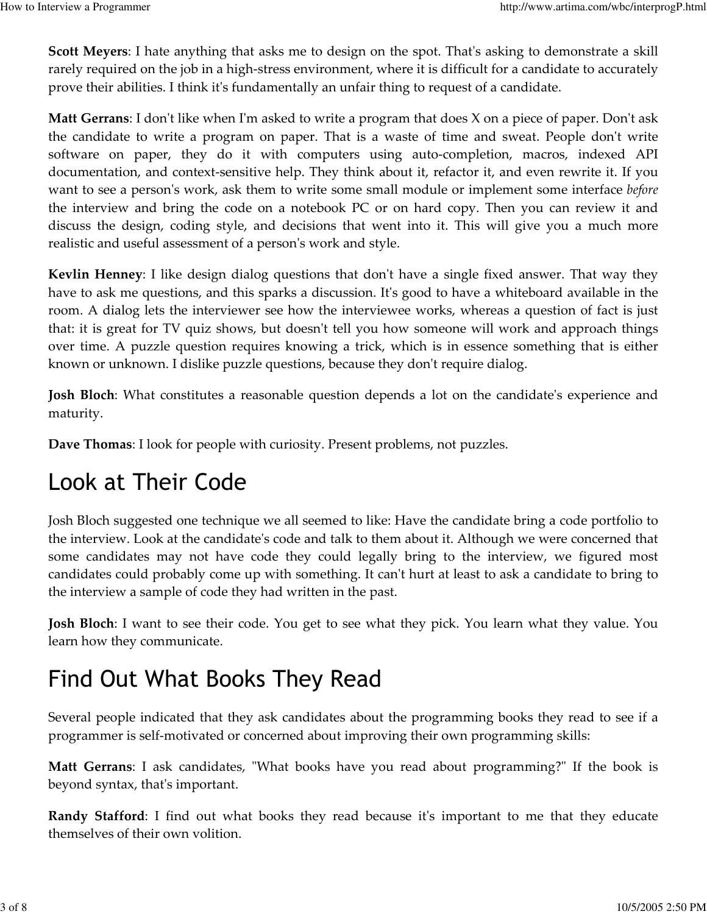**Scott Meyers**: I hate anything that asks me to design on the spot. That's asking to demonstrate a skill rarely required on the job in a high-stress environment, where it is difficult for a candidate to accurately prove their abilities. I think it's fundamentally an unfair thing to request of a candidate.

**Matt Gerrans**: I don't like when I'm asked to write a program that does X on a piece of paper. Don't ask the candidate to write a program on paper. That is a waste of time and sweat. People don't write software on paper, they do it with computers using auto-completion, macros, indexed API documentation, and context-sensitive help. They think about it, refactor it, and even rewrite it. If you want to see a person's work, ask them to write some small module or implement some interface *before* the interview and bring the code on a notebook PC or on hard copy. Then you can review it and discuss the design, coding style, and decisions that went into it. This will give you a much more realistic and useful assessment of a person's work and style.

**Kevlin Henney**: I like design dialog questions that don't have a single fixed answer. That way they have to ask me questions, and this sparks a discussion. It's good to have a whiteboard available in the room. A dialog lets the interviewer see how the interviewee works, whereas a question of fact is just that: it is great for TV quiz shows, but doesn't tell you how someone will work and approach things over time. A puzzle question requires knowing a trick, which is in essence something that is either known or unknown. I dislike puzzle questions, because they don't require dialog.

**Josh Bloch**: What constitutes a reasonable question depends a lot on the candidate's experience and maturity.

**Dave Thomas**: I look for people with curiosity. Present problems, not puzzles.

## Look at Their Code

Josh Bloch suggested one technique we all seemed to like: Have the candidate bring a code portfolio to the interview. Look at the candidate's code and talk to them about it. Although we were concerned that some candidates may not have code they could legally bring to the interview, we figured most candidates could probably come up with something. It can't hurt at least to ask a candidate to bring to the interview a sample of code they had written in the past.

**Josh Bloch**: I want to see their code. You get to see what they pick. You learn what they value. You learn how they communicate.

## Find Out What Books They Read

Several people indicated that they ask candidates about the programming books they read to see if a programmer is self-motivated or concerned about improving their own programming skills:

**Matt Gerrans**: I ask candidates, "What books have you read about programming?" If the book is beyond syntax, that's important.

**Randy Stafford**: I find out what books they read because it's important to me that they educate themselves of their own volition.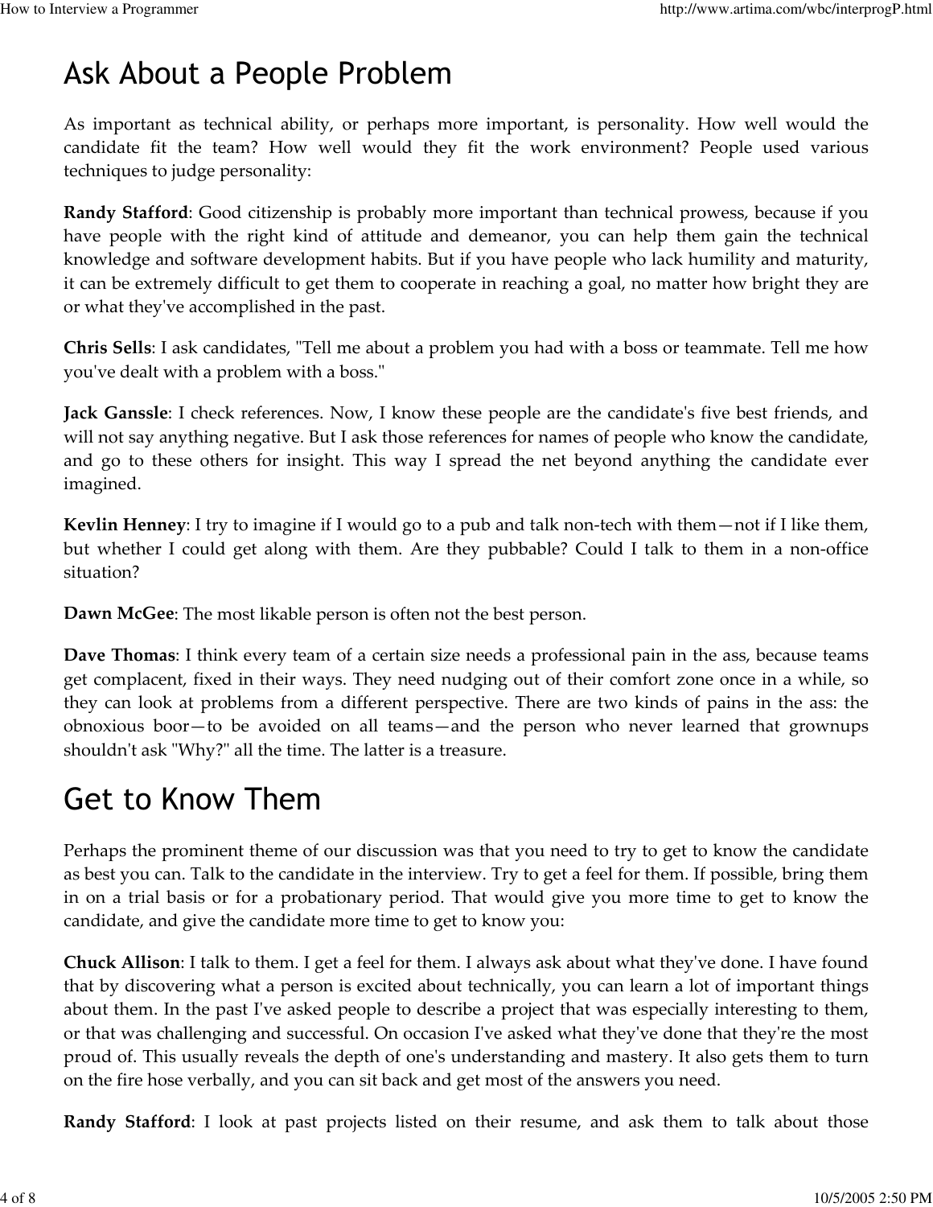## Ask About a People Problem

As important as technical ability, or perhaps more important, is personality. How well would the candidate fit the team? How well would they fit the work environment? People used various techniques to judge personality:

**Randy Stafford**: Good citizenship is probably more important than technical prowess, because if you have people with the right kind of attitude and demeanor, you can help them gain the technical knowledge and software development habits. But if you have people who lack humility and maturity, it can be extremely difficult to get them to cooperate in reaching a goal, no matter how bright they are or what they've accomplished in the past.

**Chris Sells**: I ask candidates, "Tell me about a problem you had with a boss or teammate. Tell me how you've dealt with a problem with a boss."

**Jack Ganssle**: I check references. Now, I know these people are the candidate's five best friends, and will not say anything negative. But I ask those references for names of people who know the candidate, and go to these others for insight. This way I spread the net beyond anything the candidate ever imagined.

**Kevlin Henney**: I try to imagine if I would go to a pub and talk non-tech with them—not if I like them, but whether I could get along with them. Are they pubbable? Could I talk to them in a non-office situation?

**Dawn McGee**: The most likable person is often not the best person.

**Dave Thomas**: I think every team of a certain size needs a professional pain in the ass, because teams get complacent, fixed in their ways. They need nudging out of their comfort zone once in a while, so they can look at problems from a different perspective. There are two kinds of pains in the ass: the obnoxious boor—to be avoided on all teams—and the person who never learned that grownups shouldn't ask "Why?" all the time. The latter is a treasure.

## Get to Know Them

Perhaps the prominent theme of our discussion was that you need to try to get to know the candidate as best you can. Talk to the candidate in the interview. Try to get a feel for them. If possible, bring them in on a trial basis or for a probationary period. That would give you more time to get to know the candidate, and give the candidate more time to get to know you:

**Chuck Allison**: I talk to them. I get a feel for them. I always ask about what they've done. I have found that by discovering what a person is excited about technically, you can learn a lot of important things about them. In the past I've asked people to describe a project that was especially interesting to them, or that was challenging and successful. On occasion I've asked what they've done that they're the most proud of. This usually reveals the depth of one's understanding and mastery. It also gets them to turn on the fire hose verbally, and you can sit back and get most of the answers you need.

**Randy Stafford**: I look at past projects listed on their resume, and ask them to talk about those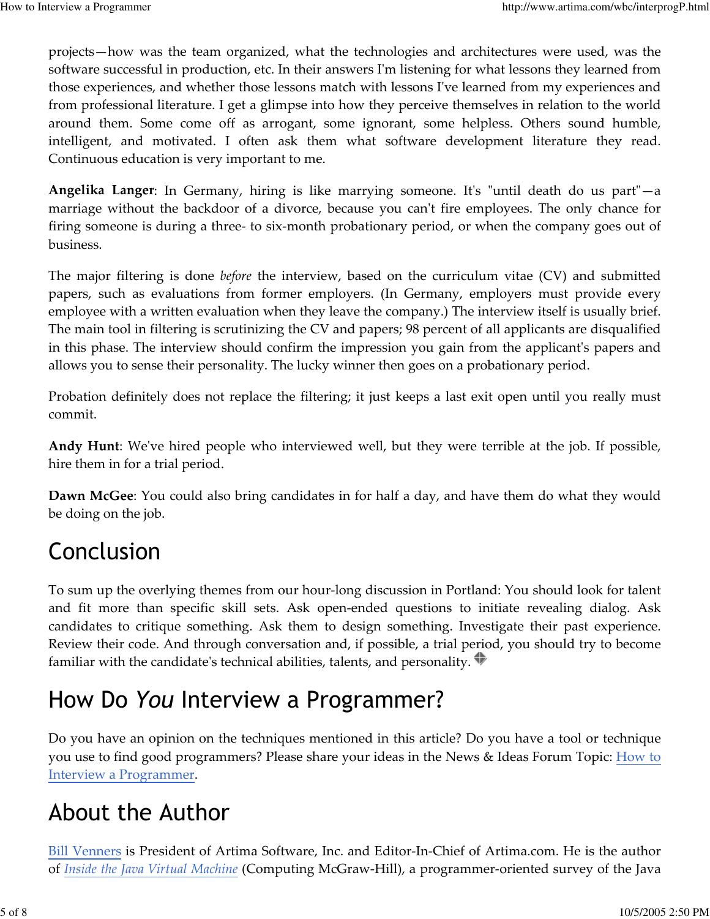projects—how was the team organized, what the technologies and architectures were used, was the software successful in production, etc. In their answers I'm listening for what lessons they learned from those experiences, and whether those lessons match with lessons I've learned from my experiences and from professional literature. I get a glimpse into how they perceive themselves in relation to the world around them. Some come off as arrogant, some ignorant, some helpless. Others sound humble, intelligent, and motivated. I often ask them what software development literature they read. Continuous education is very important to me.

**Angelika Langer**: In Germany, hiring is like marrying someone. It's "until death do us part"—a marriage without the backdoor of a divorce, because you can't fire employees. The only chance for firing someone is during a three- to six-month probationary period, or when the company goes out of business.

The major filtering is done *before* the interview, based on the curriculum vitae (CV) and submitted papers, such as evaluations from former employers. (In Germany, employers must provide every employee with a written evaluation when they leave the company.) The interview itself is usually brief. The main tool in filtering is scrutinizing the CV and papers; 98 percent of all applicants are disqualified in this phase. The interview should confirm the impression you gain from the applicant's papers and allows you to sense their personality. The lucky winner then goes on a probationary period.

Probation definitely does not replace the filtering; it just keeps a last exit open until you really must commit.

**Andy Hunt**: We've hired people who interviewed well, but they were terrible at the job. If possible, hire them in for a trial period.

**Dawn McGee**: You could also bring candidates in for half a day, and have them do what they would be doing on the job.

## Conclusion

To sum up the overlying themes from our hour-long discussion in Portland: You should look for talent and fit more than specific skill sets. Ask open-ended questions to initiate revealing dialog. Ask candidates to critique something. Ask them to design something. Investigate their past experience. Review their code. And through conversation and, if possible, a trial period, you should try to become familiar with the candidate's technical abilities, talents, and personality.

## How Do *You* Interview a Programmer?

Do you have an opinion on the techniques mentioned in this article? Do you have a tool or technique you use to find good programmers? Please share your ideas in the News & Ideas Forum Topic: How to Interview a Programmer.

## About the Author

Bill Venners is President of Artima Software, Inc. and Editor-In-Chief of Artima.com. He is the author of *Inside the Java Virtual Machine* (Computing McGraw-Hill), a programmer-oriented survey of the Java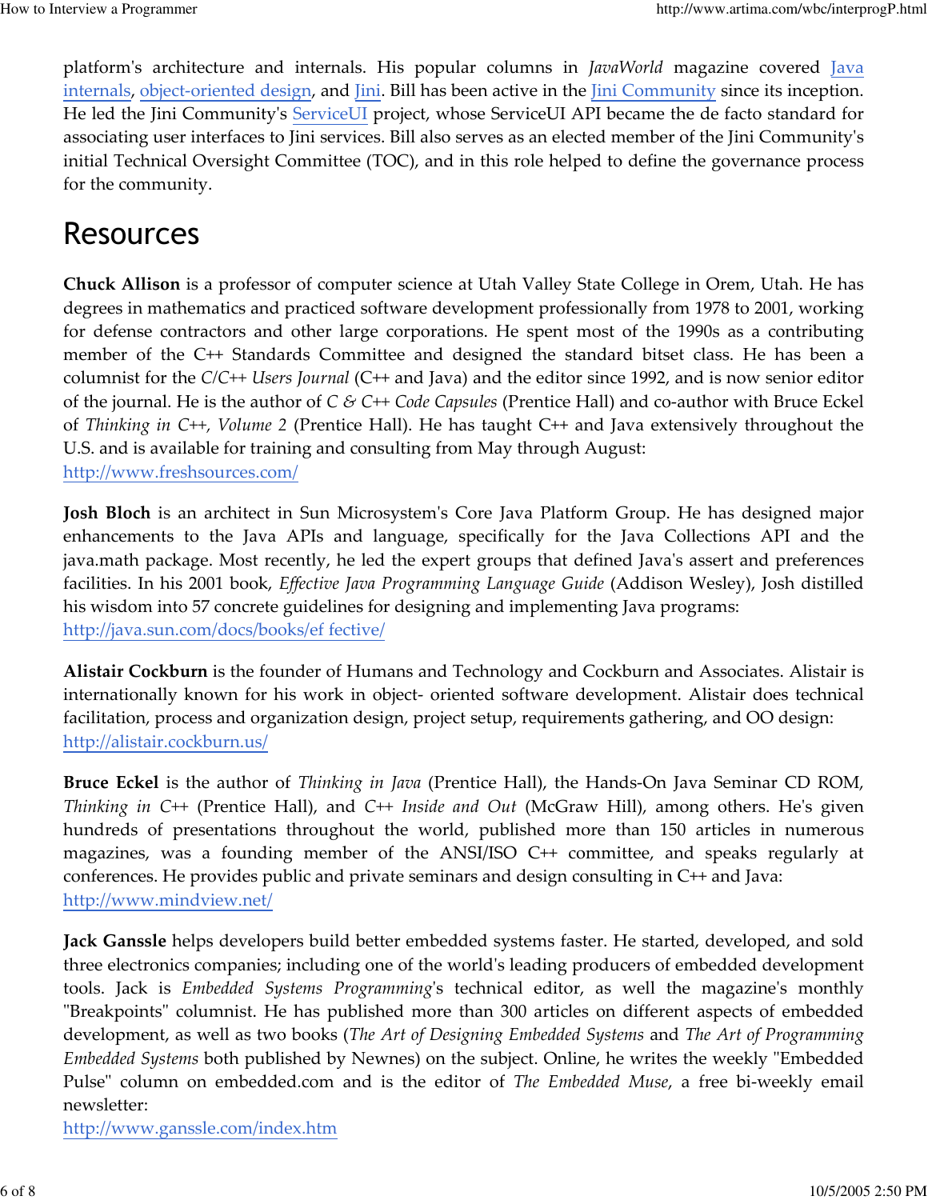platform's architecture and internals. His popular columns in *JavaWorld* magazine covered Java internals, object-oriented design, and Jini. Bill has been active in the Jini Community since its inception. He led the Jini Community's ServiceUI project, whose ServiceUI API became the de facto standard for associating user interfaces to Jini services. Bill also serves as an elected member of the Jini Community's initial Technical Oversight Committee (TOC), and in this role helped to define the governance process for the community.

# Resources

**Chuck Allison** is a professor of computer science at Utah Valley State College in Orem, Utah. He has degrees in mathematics and practiced software development professionally from 1978 to 2001, working for defense contractors and other large corporations. He spent most of the 1990s as a contributing member of the C++ Standards Committee and designed the standard bitset class. He has been a columnist for the *C/C++ Users Journal* (C++ and Java) and the editor since 1992, and is now senior editor of the journal. He is the author of *C & C++ Code Capsules* (Prentice Hall) and co-author with Bruce Eckel of *Thinking in C++, Volume 2* (Prentice Hall). He has taught C++ and Java extensively throughout the U.S. and is available for training and consulting from May through August:
http://www.freshsources.com/

**Josh Bloch** is an architect in Sun Microsystem's Core Java Platform Group. He has designed major enhancements to the Java APIs and language, specifically for the Java Collections API and the java.math package. Most recently, he led the expert groups that defined Java's assert and preferences facilities. In his 2001 book, *Effective Java Programming Language Guide* (Addison Wesley), Josh distilled his wisdom into 57 concrete guidelines for designing and implementing Java programs:
http://java.sun.com/docs/books/ef fective/

**Alistair Cockburn** is the founder of Humans and Technology and Cockburn and Associates. Alistair is internationally known for his work in object- oriented software development. Alistair does technical facilitation, process and organization design, project setup, requirements gathering, and OO design:
http://alistair.cockburn.us/

**Bruce Eckel** is the author of *Thinking in Java* (Prentice Hall), the Hands-On Java Seminar CD ROM, *Thinking in C++* (Prentice Hall), and *C++ Inside and Out* (McGraw Hill), among others. He's given hundreds of presentations throughout the world, published more than 150 articles in numerous magazines, was a founding member of the ANSI/ISO C++ committee, and speaks regularly at conferences. He provides public and private seminars and design consulting in C++ and Java:
http://www.mindview.net/

**Jack Ganssle** helps developers build better embedded systems faster. He started, developed, and sold three electronics companies; including one of the world's leading producers of embedded development tools. Jack is *Embedded Systems Programming*'s technical editor, as well the magazine's monthly "Breakpoints" columnist. He has published more than 300 articles on different aspects of embedded development, as well as two books (*The Art of Designing Embedded Systems* and *The Art of Programming Embedded Systems* both published by Newnes) on the subject. Online, he writes the weekly "Embedded Pulse" column on embedded.com and is the editor of *The Embedded Muse*, a free bi-weekly email newsletter:
http://www.ganssle.com/index.htm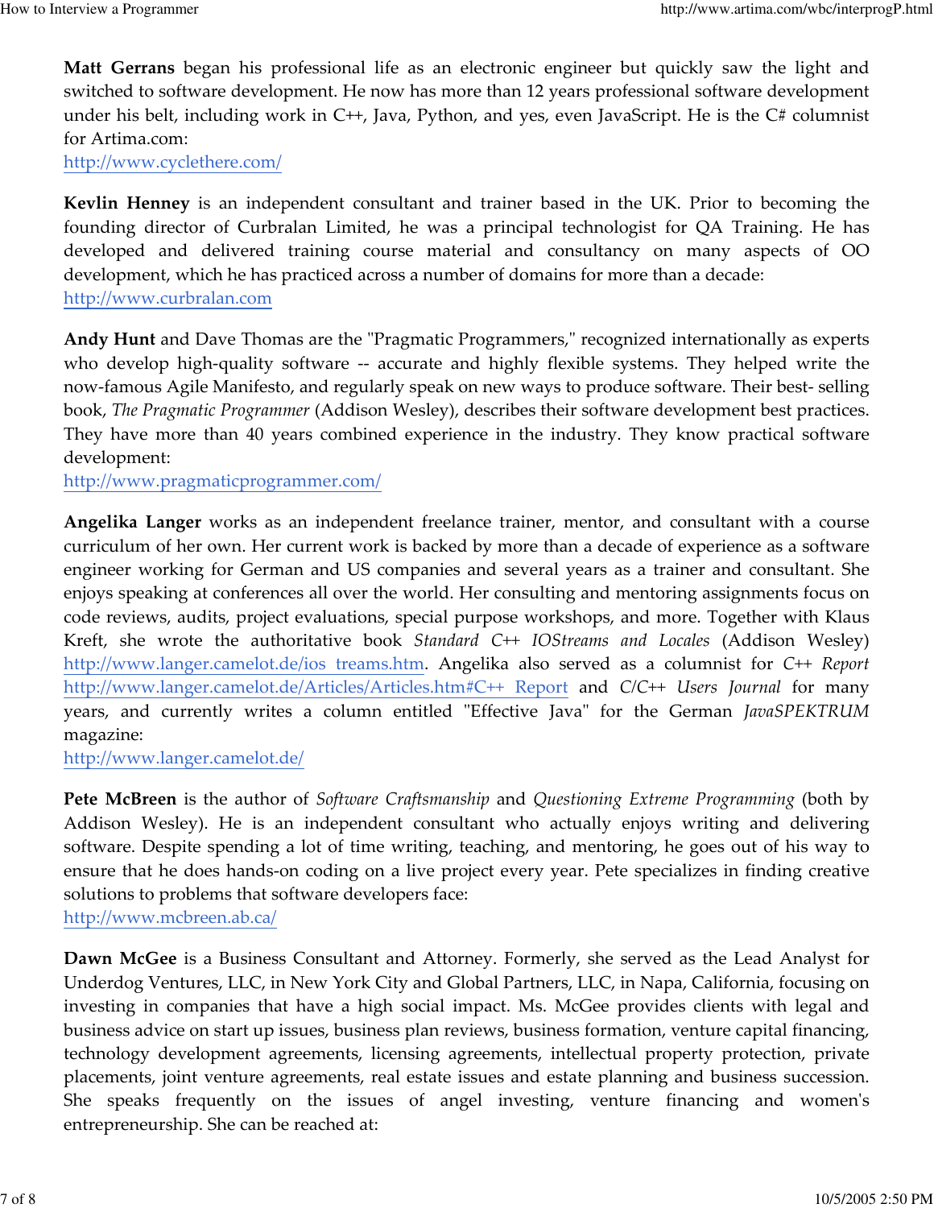**Matt Gerrans** began his professional life as an electronic engineer but quickly saw the light and switched to software development. He now has more than 12 years professional software development under his belt, including work in C++, Java, Python, and yes, even JavaScript. He is the C# columnist for Artima.com:
http://www.cyclethere.com/

**Kevlin Henney** is an independent consultant and trainer based in the UK. Prior to becoming the founding director of Curbralan Limited, he was a principal technologist for QA Training. He has developed and delivered training course material and consultancy on many aspects of OO development, which he has practiced across a number of domains for more than a decade:
http://www.curbralan.com

**Andy Hunt** and Dave Thomas are the "Pragmatic Programmers," recognized internationally as experts who develop high-quality software -- accurate and highly flexible systems. They helped write the now-famous Agile Manifesto, and regularly speak on new ways to produce software. Their best- selling book, *The Pragmatic Programmer* (Addison Wesley), describes their software development best practices. They have more than 40 years combined experience in the industry. They know practical software development:
http://www.pragmaticprogrammer.com/

**Angelika Langer** works as an independent freelance trainer, mentor, and consultant with a course curriculum of her own. Her current work is backed by more than a decade of experience as a software engineer working for German and US companies and several years as a trainer and consultant. She enjoys speaking at conferences all over the world. Her consulting and mentoring assignments focus on code reviews, audits, project evaluations, special purpose workshops, and more. Together with Klaus Kreft, she wrote the authoritative book *Standard C++ IOStreams and Locales* (Addison Wesley) http://www.langer.camelot.de/ios_treams.htm. Angelika also served as a columnist for *C++ Report* http://www.langer.camelot.de/Articles/Articles.htm#C++_Report and *C/C++ Users Journal* for many years, and currently writes a column entitled "Effective Java" for the German *JavaSPEKTRUM* magazine:
http://www.langer.camelot.de/

**Pete McBreen** is the author of *Software Craftsmanship* and *Questioning Extreme Programming* (both by Addison Wesley). He is an independent consultant who actually enjoys writing and delivering software. Despite spending a lot of time writing, teaching, and mentoring, he goes out of his way to ensure that he does hands-on coding on a live project every year. Pete specializes in finding creative solutions to problems that software developers face:
http://www.mcbreen.ab.ca/

**Dawn McGee** is a Business Consultant and Attorney. Formerly, she served as the Lead Analyst for Underdog Ventures, LLC, in New York City and Global Partners, LLC, in Napa, California, focusing on investing in companies that have a high social impact. Ms. McGee provides clients with legal and business advice on start up issues, business plan reviews, business formation, venture capital financing, technology development agreements, licensing agreements, intellectual property protection, private placements, joint venture agreements, real estate issues and estate planning and business succession. She speaks frequently on the issues of angel investing, venture financing and women's entrepreneurship. She can be reached at: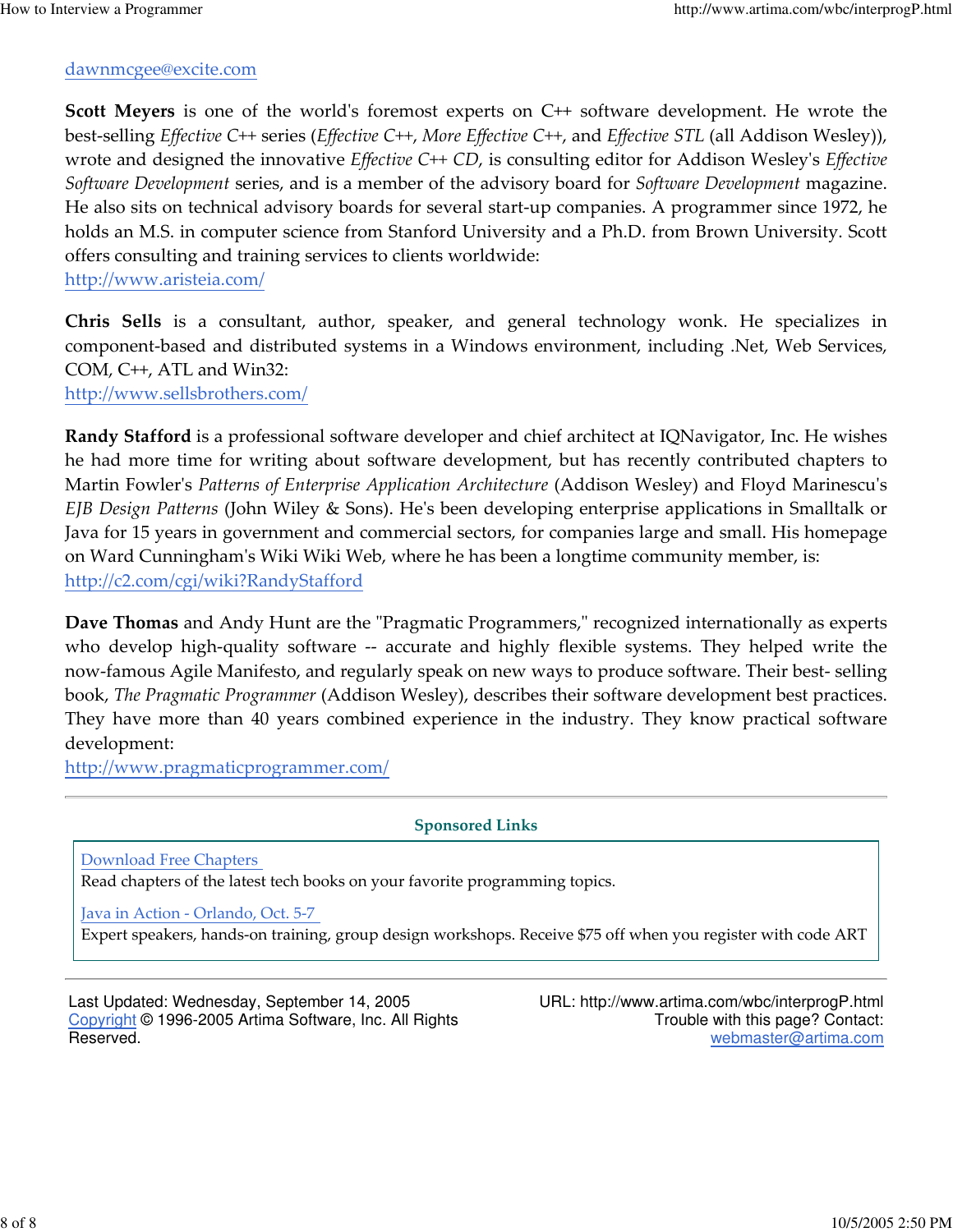dawnmcgee@excite.com

**Scott Meyers** is one of the world's foremost experts on C++ software development. He wrote the best-selling *Effective C++* series (*Effective C++*, *More Effective C++*, and *Effective STL* (all Addison Wesley)), wrote and designed the innovative *Effective C++ CD*, is consulting editor for Addison Wesley's *Effective Software Development* series, and is a member of the advisory board for *Software Development* magazine. He also sits on technical advisory boards for several start-up companies. A programmer since 1972, he holds an M.S. in computer science from Stanford University and a Ph.D. from Brown University. Scott offers consulting and training services to clients worldwide:
http://www.aristeia.com/

**Chris Sells** is a consultant, author, speaker, and general technology wonk. He specializes in component-based and distributed systems in a Windows environment, including .Net, Web Services, COM, C++, ATL and Win32:
http://www.sellsbrothers.com/

**Randy Stafford** is a professional software developer and chief architect at IQNavigator, Inc. He wishes he had more time for writing about software development, but has recently contributed chapters to Martin Fowler's *Patterns of Enterprise Application Architecture* (Addison Wesley) and Floyd Marinescu's *EJB Design Patterns* (John Wiley & Sons). He's been developing enterprise applications in Smalltalk or Java for 15 years in government and commercial sectors, for companies large and small. His homepage on Ward Cunningham's Wiki Wiki Web, where he has been a longtime community member, is:
http://c2.com/cgi/wiki?RandyStafford

**Dave Thomas** and Andy Hunt are the "Pragmatic Programmers," recognized internationally as experts who develop high-quality software -- accurate and highly flexible systems. They helped write the now-famous Agile Manifesto, and regularly speak on new ways to produce software. Their best- selling book, *The Pragmatic Programmer* (Addison Wesley), describes their software development best practices. They have more than 40 years combined experience in the industry. They know practical software development:
http://www.pragmaticprogrammer.com/

---

**Sponsored Links**

Download Free Chapters
Read chapters of the latest tech books on your favorite programming topics.

Java in Action - Orlando, Oct. 5-7
Expert speakers, hands-on training, group design workshops. Receive $75 off when you register with code ART

---

Last Updated: Wednesday, September 14, 2005
Copyright © 1996-2005 Artima Software, Inc. All Rights Reserved.

URL: http://www.artima.com/wbc/interprogP.html
Trouble with this page? Contact: webmaster@artima.com